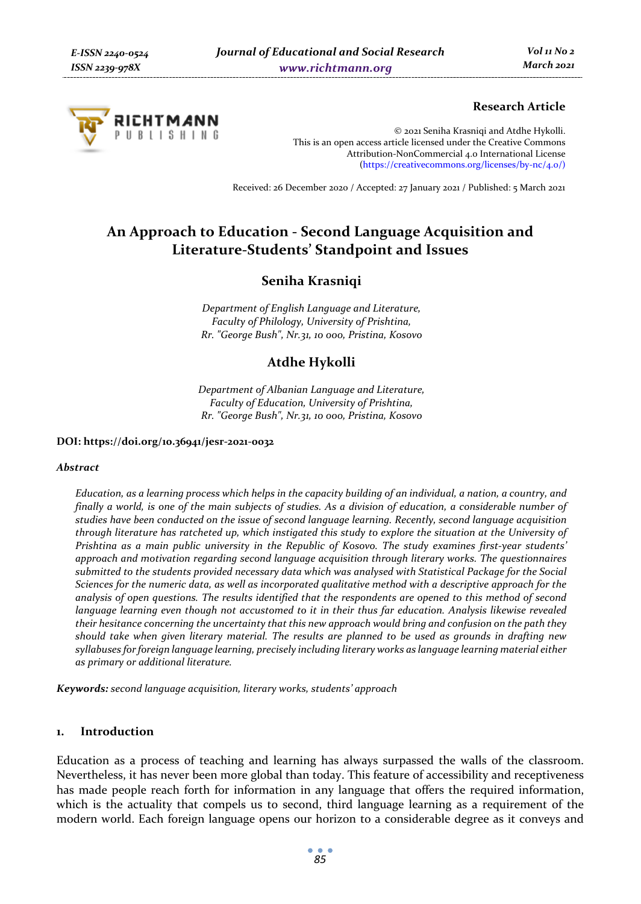**Research Article**

© 2021 Seniha Krasniqi and Atdhe Hykolli.
This is an open access article licensed under the Creative Commons Attribution-NonCommercial 4.0 International License (https://creativecommons.org/licenses/by-nc/4.0/)

Received: 26 December 2020 / Accepted: 27 January 2021 / Published: 5 March 2021

# An Approach to Education - Second Language Acquisition and Literature-Students' Standpoint and Issues

## Seniha Krasniqi

*Department of English Language and Literature,*
*Faculty of Philology, University of Prishtina,*
*Rr. "George Bush", Nr.31, 10 000, Pristina, Kosovo*

## Atdhe Hykolli

*Department of Albanian Language and Literature,*
*Faculty of Education, University of Prishtina,*
*Rr. "George Bush", Nr.31, 10 000, Pristina, Kosovo*

**DOI: https://doi.org/10.36941/jesr-2021-0032**

### *Abstract*

*Education, as a learning process which helps in the capacity building of an individual, a nation, a country, and finally a world, is one of the main subjects of studies. As a division of education, a considerable number of studies have been conducted on the issue of second language learning. Recently, second language acquisition through literature has ratcheted up, which instigated this study to explore the situation at the University of Prishtina as a main public university in the Republic of Kosovo. The study examines first-year students' approach and motivation regarding second language acquisition through literary works. The questionnaires submitted to the students provided necessary data which was analysed with Statistical Package for the Social Sciences for the numeric data, as well as incorporated qualitative method with a descriptive approach for the analysis of open questions. The results identified that the respondents are opened to this method of second language learning even though not accustomed to it in their thus far education. Analysis likewise revealed their hesitance concerning the uncertainty that this new approach would bring and confusion on the path they should take when given literary material. The results are planned to be used as grounds in drafting new syllabuses for foreign language learning, precisely including literary works as language learning material either as primary or additional literature.*

**Keywords:** *second language acquisition, literary works, students' approach*

## 1. Introduction

Education as a process of teaching and learning has always surpassed the walls of the classroom. Nevertheless, it has never been more global than today. This feature of accessibility and receptiveness has made people reach forth for information in any language that offers the required information, which is the actuality that compels us to second, third language learning as a requirement of the modern world. Each foreign language opens our horizon to a considerable degree as it conveys and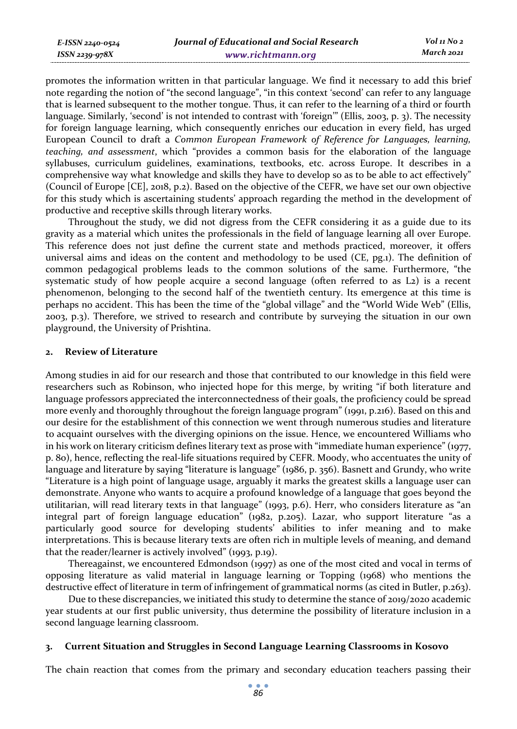promotes the information written in that particular language. We find it necessary to add this brief note regarding the notion of "the second language", "in this context 'second' can refer to any language that is learned subsequent to the mother tongue. Thus, it can refer to the learning of a third or fourth language. Similarly, 'second' is not intended to contrast with 'foreign'" (Ellis, 2003, p. 3). The necessity for foreign language learning, which consequently enriches our education in every field, has urged European Council to draft a *Common European Framework of Reference for Languages, learning, teaching, and assessment*, which "provides a common basis for the elaboration of the language syllabuses, curriculum guidelines, examinations, textbooks, etc. across Europe. It describes in a comprehensive way what knowledge and skills they have to develop so as to be able to act effectively" (Council of Europe [CE], 2018, p.2). Based on the objective of the CEFR, we have set our own objective for this study which is ascertaining students' approach regarding the method in the development of productive and receptive skills through literary works.

Throughout the study, we did not digress from the CEFR considering it as a guide due to its gravity as a material which unites the professionals in the field of language learning all over Europe. This reference does not just define the current state and methods practiced, moreover, it offers universal aims and ideas on the content and methodology to be used (CE, pg.1). The definition of common pedagogical problems leads to the common solutions of the same. Furthermore, "the systematic study of how people acquire a second language (often referred to as L2) is a recent phenomenon, belonging to the second half of the twentieth century. Its emergence at this time is perhaps no accident. This has been the time of the "global village" and the "World Wide Web" (Ellis, 2003, p.3). Therefore, we strived to research and contribute by surveying the situation in our own playground, the University of Prishtina.

## 2. Review of Literature

Among studies in aid for our research and those that contributed to our knowledge in this field were researchers such as Robinson, who injected hope for this merge, by writing "if both literature and language professors appreciated the interconnectedness of their goals, the proficiency could be spread more evenly and thoroughly throughout the foreign language program" (1991, p.216). Based on this and our desire for the establishment of this connection we went through numerous studies and literature to acquaint ourselves with the diverging opinions on the issue. Hence, we encountered Williams who in his work on literary criticism defines literary text as prose with "immediate human experience" (1977, p. 80), hence, reflecting the real-life situations required by CEFR. Moody, who accentuates the unity of language and literature by saying "literature is language" (1986, p. 356). Basnett and Grundy, who write "Literature is a high point of language usage, arguably it marks the greatest skills a language user can demonstrate. Anyone who wants to acquire a profound knowledge of a language that goes beyond the utilitarian, will read literary texts in that language" (1993, p.6). Herr, who considers literature as "an integral part of foreign language education" (1982, p.205). Lazar, who support literature "as a particularly good source for developing students' abilities to infer meaning and to make interpretations. This is because literary texts are often rich in multiple levels of meaning, and demand that the reader/learner is actively involved" (1993, p.19).

Thereagainst, we encountered Edmondson (1997) as one of the most cited and vocal in terms of opposing literature as valid material in language learning or Topping (1968) who mentions the destructive effect of literature in term of infringement of grammatical norms (as cited in Butler, p.263).

Due to these discrepancies, we initiated this study to determine the stance of 2019/2020 academic year students at our first public university, thus determine the possibility of literature inclusion in a second language learning classroom.

## 3. Current Situation and Struggles in Second Language Learning Classrooms in Kosovo

The chain reaction that comes from the primary and secondary education teachers passing their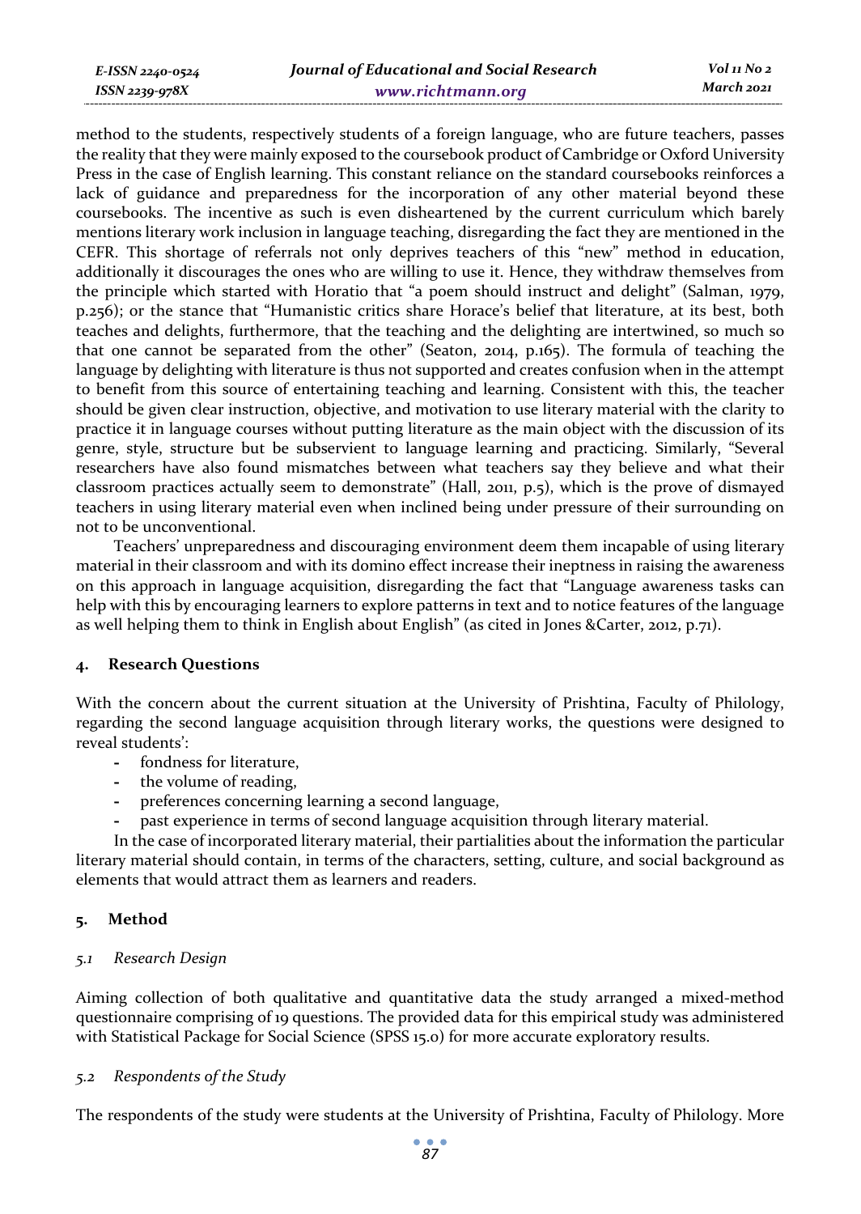method to the students, respectively students of a foreign language, who are future teachers, passes the reality that they were mainly exposed to the coursebook product of Cambridge or Oxford University Press in the case of English learning. This constant reliance on the standard coursebooks reinforces a lack of guidance and preparedness for the incorporation of any other material beyond these coursebooks. The incentive as such is even disheartened by the current curriculum which barely mentions literary work inclusion in language teaching, disregarding the fact they are mentioned in the CEFR. This shortage of referrals not only deprives teachers of this "new" method in education, additionally it discourages the ones who are willing to use it. Hence, they withdraw themselves from the principle which started with Horatio that "a poem should instruct and delight" (Salman, 1979, p.256); or the stance that "Humanistic critics share Horace's belief that literature, at its best, both teaches and delights, furthermore, that the teaching and the delighting are intertwined, so much so that one cannot be separated from the other" (Seaton, 2014, p.165). The formula of teaching the language by delighting with literature is thus not supported and creates confusion when in the attempt to benefit from this source of entertaining teaching and learning. Consistent with this, the teacher should be given clear instruction, objective, and motivation to use literary material with the clarity to practice it in language courses without putting literature as the main object with the discussion of its genre, style, structure but be subservient to language learning and practicing. Similarly, "Several researchers have also found mismatches between what teachers say they believe and what their classroom practices actually seem to demonstrate" (Hall, 2011, p.5), which is the prove of dismayed teachers in using literary material even when inclined being under pressure of their surrounding on not to be unconventional.

Teachers' unpreparedness and discouraging environment deem them incapable of using literary material in their classroom and with its domino effect increase their ineptness in raising the awareness on this approach in language acquisition, disregarding the fact that "Language awareness tasks can help with this by encouraging learners to explore patterns in text and to notice features of the language as well helping them to think in English about English" (as cited in Jones &Carter, 2012, p.71).

## 4. Research Questions

With the concern about the current situation at the University of Prishtina, Faculty of Philology, regarding the second language acquisition through literary works, the questions were designed to reveal students':

- fondness for literature,
- the volume of reading,
- preferences concerning learning a second language,
- past experience in terms of second language acquisition through literary material.

In the case of incorporated literary material, their partialities about the information the particular literary material should contain, in terms of the characters, setting, culture, and social background as elements that would attract them as learners and readers.

## 5. Method

### *5.1 Research Design*

Aiming collection of both qualitative and quantitative data the study arranged a mixed-method questionnaire comprising of 19 questions. The provided data for this empirical study was administered with Statistical Package for Social Science (SPSS 15.0) for more accurate exploratory results.

### *5.2 Respondents of the Study*

The respondents of the study were students at the University of Prishtina, Faculty of Philology. More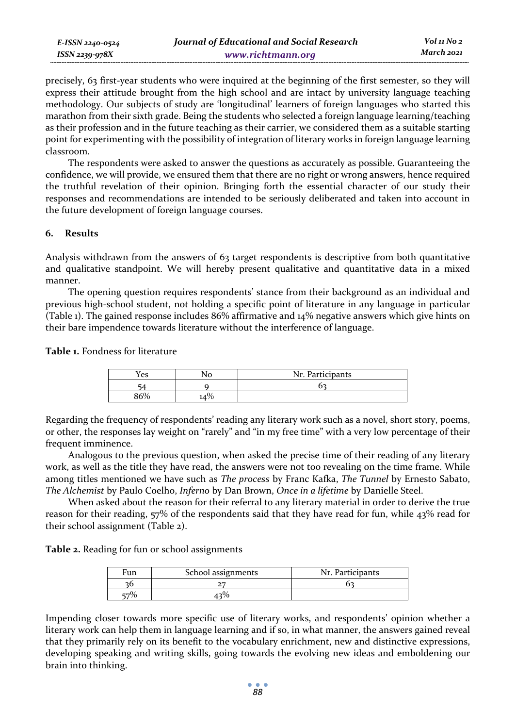precisely, 63 first-year students who were inquired at the beginning of the first semester, so they will express their attitude brought from the high school and are intact by university language teaching methodology. Our subjects of study are 'longitudinal' learners of foreign languages who started this marathon from their sixth grade. Being the students who selected a foreign language learning/teaching as their profession and in the future teaching as their carrier, we considered them as a suitable starting point for experimenting with the possibility of integration of literary works in foreign language learning classroom.

The respondents were asked to answer the questions as accurately as possible. Guaranteeing the confidence, we will provide, we ensured them that there are no right or wrong answers, hence required the truthful revelation of their opinion. Bringing forth the essential character of our study their responses and recommendations are intended to be seriously deliberated and taken into account in the future development of foreign language courses.

## 6. Results

Analysis withdrawn from the answers of 63 target respondents is descriptive from both quantitative and qualitative standpoint. We will hereby present qualitative and quantitative data in a mixed manner.

The opening question requires respondents' stance from their background as an individual and previous high-school student, not holding a specific point of literature in any language in particular (Table 1). The gained response includes 86% affirmative and 14% negative answers which give hints on their bare impendence towards literature without the interference of language.

**Table 1.** Fondness for literature

| Yes | No | Nr. Participants |
|---|---|---|
| 54 | 9 | 63 |
| 86% | 14% | |

Regarding the frequency of respondents' reading any literary work such as a novel, short story, poems, or other, the responses lay weight on "rarely" and "in my free time" with a very low percentage of their frequent imminence.

Analogous to the previous question, when asked the precise time of their reading of any literary work, as well as the title they have read, the answers were not too revealing on the time frame. While among titles mentioned we have such as *The process* by Franc Kafka, *The Tunnel* by Ernesto Sabato, *The Alchemist* by Paulo Coelho, *Inferno* by Dan Brown, *Once in a lifetime* by Danielle Steel.

When asked about the reason for their referral to any literary material in order to derive the true reason for their reading, 57% of the respondents said that they have read for fun, while 43% read for their school assignment (Table 2).

**Table 2.** Reading for fun or school assignments

| Fun | School assignments | Nr. Participants |
|---|---|---|
| 36 | 27 | 63 |
| 57% | 43% | |

Impending closer towards more specific use of literary works, and respondents' opinion whether a literary work can help them in language learning and if so, in what manner, the answers gained reveal that they primarily rely on its benefit to the vocabulary enrichment, new and distinctive expressions, developing speaking and writing skills, going towards the evolving new ideas and emboldening our brain into thinking.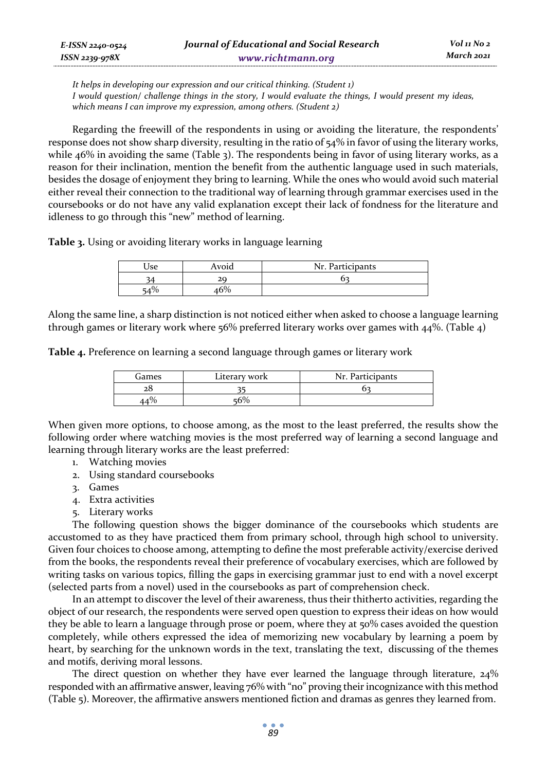*It helps in developing our expression and our critical thinking. (Student 1)*
*I would question/ challenge things in the story, I would evaluate the things, I would present my ideas, which means I can improve my expression, among others. (Student 2)*

Regarding the freewill of the respondents in using or avoiding the literature, the respondents' response does not show sharp diversity, resulting in the ratio of 54% in favor of using the literary works, while 46% in avoiding the same (Table 3). The respondents being in favor of using literary works, as a reason for their inclination, mention the benefit from the authentic language used in such materials, besides the dosage of enjoyment they bring to learning. While the ones who would avoid such material either reveal their connection to the traditional way of learning through grammar exercises used in the coursebooks or do not have any valid explanation except their lack of fondness for the literature and idleness to go through this "new" method of learning.

**Table 3.** Using or avoiding literary works in language learning

| Use | Avoid | Nr. Participants |
|---|---|---|
| 34 | 29 | 63 |
| 54% | 46% | |

Along the same line, a sharp distinction is not noticed either when asked to choose a language learning through games or literary work where 56% preferred literary works over games with 44%. (Table 4)

**Table 4.** Preference on learning a second language through games or literary work

| Games | Literary work | Nr. Participants |
|---|---|---|
| 28 | 35 | 63 |
| 44% | 56% | |

When given more options, to choose among, as the most to the least preferred, the results show the following order where watching movies is the most preferred way of learning a second language and learning through literary works are the least preferred:

1. Watching movies
2. Using standard coursebooks
3. Games
4. Extra activities
5. Literary works

The following question shows the bigger dominance of the coursebooks which students are accustomed to as they have practiced them from primary school, through high school to university. Given four choices to choose among, attempting to define the most preferable activity/exercise derived from the books, the respondents reveal their preference of vocabulary exercises, which are followed by writing tasks on various topics, filling the gaps in exercising grammar just to end with a novel excerpt (selected parts from a novel) used in the coursebooks as part of comprehension check.

In an attempt to discover the level of their awareness, thus their thitherto activities, regarding the object of our research, the respondents were served open question to express their ideas on how would they be able to learn a language through prose or poem, where they at 50% cases avoided the question completely, while others expressed the idea of memorizing new vocabulary by learning a poem by heart, by searching for the unknown words in the text, translating the text, discussing of the themes and motifs, deriving moral lessons.

The direct question on whether they have ever learned the language through literature, 24% responded with an affirmative answer, leaving 76% with "no" proving their incognizance with this method (Table 5). Moreover, the affirmative answers mentioned fiction and dramas as genres they learned from.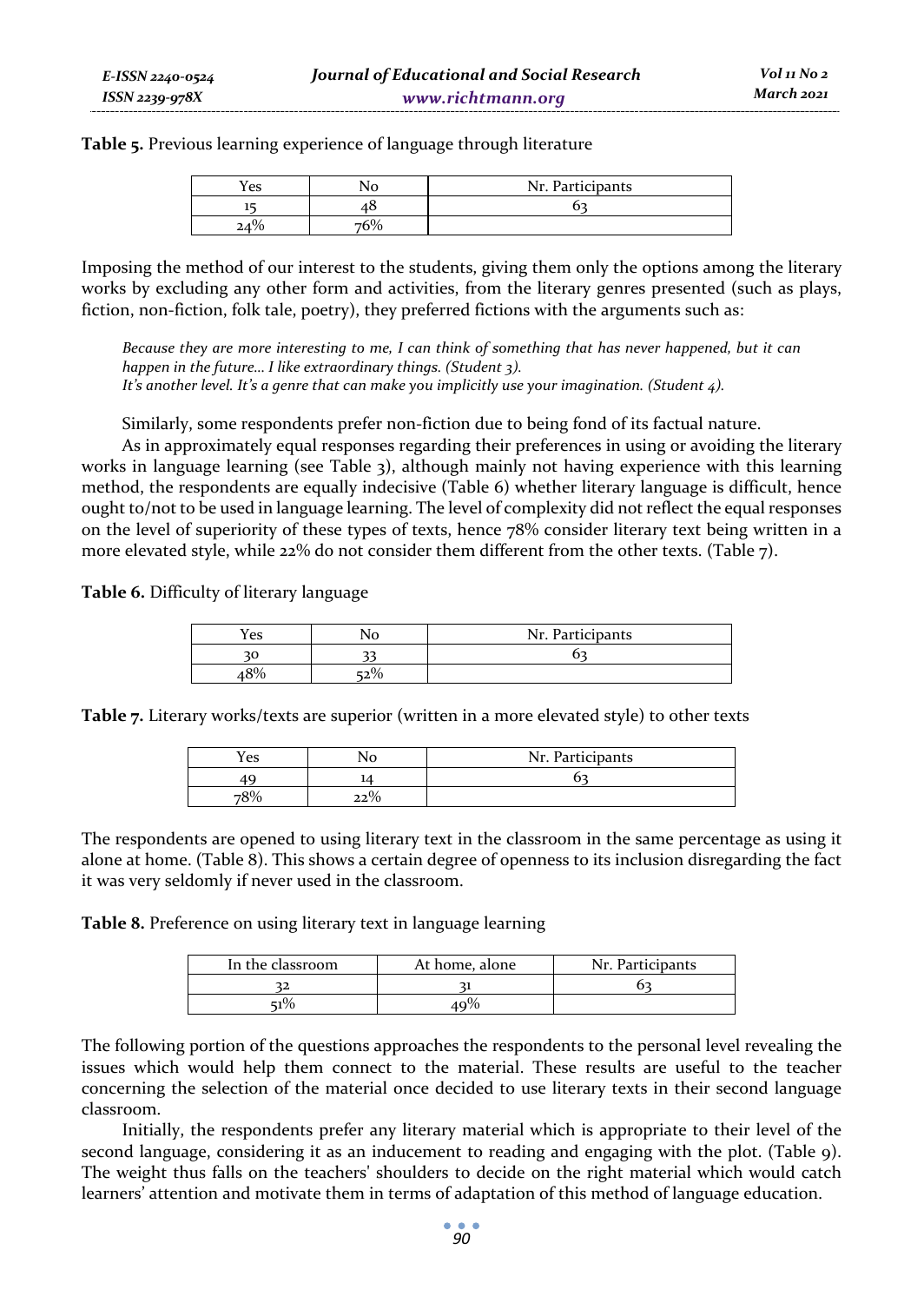**Table 5.** Previous learning experience of language through literature

| Yes | No | Nr. Participants |
|---|---|---|
| 15 | 48 | 63 |
| 24% | 76% | |

Imposing the method of our interest to the students, giving them only the options among the literary works by excluding any other form and activities, from the literary genres presented (such as plays, fiction, non-fiction, folk tale, poetry), they preferred fictions with the arguments such as:

> *Because they are more interesting to me, I can think of something that has never happened, but it can happen in the future... I like extraordinary things. (Student 3).*
> *It's another level. It's a genre that can make you implicitly use your imagination. (Student 4).*

Similarly, some respondents prefer non-fiction due to being fond of its factual nature.

As in approximately equal responses regarding their preferences in using or avoiding the literary works in language learning (see Table 3), although mainly not having experience with this learning method, the respondents are equally indecisive (Table 6) whether literary language is difficult, hence ought to/not to be used in language learning. The level of complexity did not reflect the equal responses on the level of superiority of these types of texts, hence 78% consider literary text being written in a more elevated style, while 22% do not consider them different from the other texts. (Table 7).

**Table 6.** Difficulty of literary language

| Yes | No | Nr. Participants |
|---|---|---|
| 30 | 33 | 63 |
| 48% | 52% | |

**Table 7.** Literary works/texts are superior (written in a more elevated style) to other texts

| Yes | No | Nr. Participants |
|---|---|---|
| 49 | 14 | 63 |
| 78% | 22% | |

The respondents are opened to using literary text in the classroom in the same percentage as using it alone at home. (Table 8). This shows a certain degree of openness to its inclusion disregarding the fact it was very seldomly if never used in the classroom.

**Table 8.** Preference on using literary text in language learning

| In the classroom | At home, alone | Nr. Participants |
|---|---|---|
| 32 | 31 | 63 |
| 51% | 49% | |

The following portion of the questions approaches the respondents to the personal level revealing the issues which would help them connect to the material. These results are useful to the teacher concerning the selection of the material once decided to use literary texts in their second language classroom.

Initially, the respondents prefer any literary material which is appropriate to their level of the second language, considering it as an inducement to reading and engaging with the plot. (Table 9). The weight thus falls on the teachers' shoulders to decide on the right material which would catch learners' attention and motivate them in terms of adaptation of this method of language education.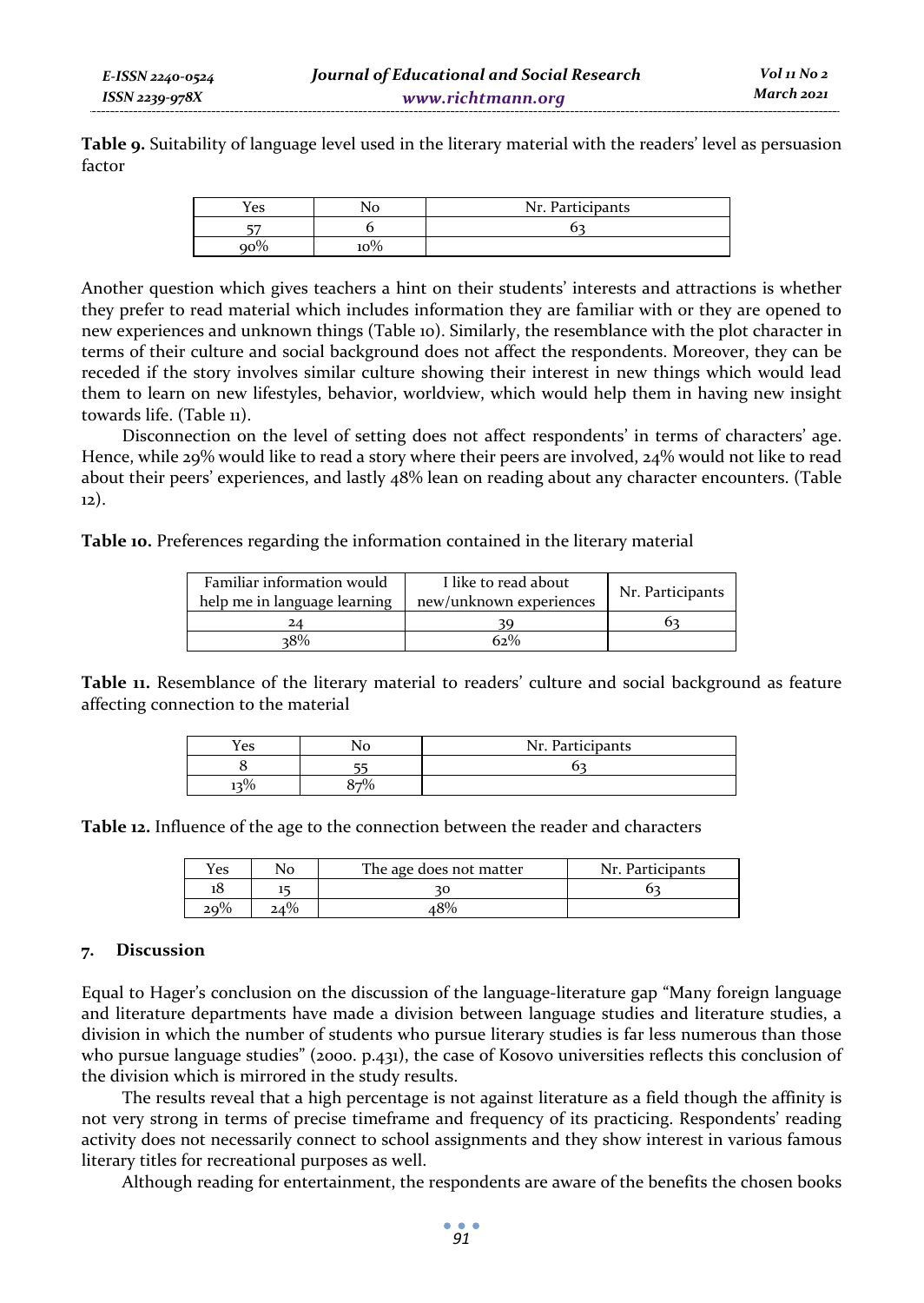**Table 9.** Suitability of language level used in the literary material with the readers' level as persuasion factor

| Yes | No | Nr. Participants |
|---|---|---|
| 57 | 6 | 63 |
| 90% | 10% | |

Another question which gives teachers a hint on their students' interests and attractions is whether they prefer to read material which includes information they are familiar with or they are opened to new experiences and unknown things (Table 10). Similarly, the resemblance with the plot character in terms of their culture and social background does not affect the respondents. Moreover, they can be receded if the story involves similar culture showing their interest in new things which would lead them to learn on new lifestyles, behavior, worldview, which would help them in having new insight towards life. (Table 11).

Disconnection on the level of setting does not affect respondents' in terms of characters' age. Hence, while 29% would like to read a story where their peers are involved, 24% would not like to read about their peers' experiences, and lastly 48% lean on reading about any character encounters. (Table 12).

**Table 10.** Preferences regarding the information contained in the literary material

| Familiar information would help me in language learning | I like to read about new/unknown experiences | Nr. Participants |
|---|---|---|
| 24 | 39 | 63 |
| 38% | 62% | |

**Table 11.** Resemblance of the literary material to readers' culture and social background as feature affecting connection to the material

| Yes | No | Nr. Participants |
|---|---|---|
| 8 | 55 | 63 |
| 13% | 87% | |

**Table 12.** Influence of the age to the connection between the reader and characters

| Yes | No | The age does not matter | Nr. Participants |
|---|---|---|---|
| 18 | 15 | 30 | 63 |
| 29% | 24% | 48% | |

## 7. Discussion

Equal to Hager's conclusion on the discussion of the language-literature gap "Many foreign language and literature departments have made a division between language studies and literature studies, a division in which the number of students who pursue literary studies is far less numerous than those who pursue language studies" (2000. p.431), the case of Kosovo universities reflects this conclusion of the division which is mirrored in the study results.

The results reveal that a high percentage is not against literature as a field though the affinity is not very strong in terms of precise timeframe and frequency of its practicing. Respondents' reading activity does not necessarily connect to school assignments and they show interest in various famous literary titles for recreational purposes as well.

Although reading for entertainment, the respondents are aware of the benefits the chosen books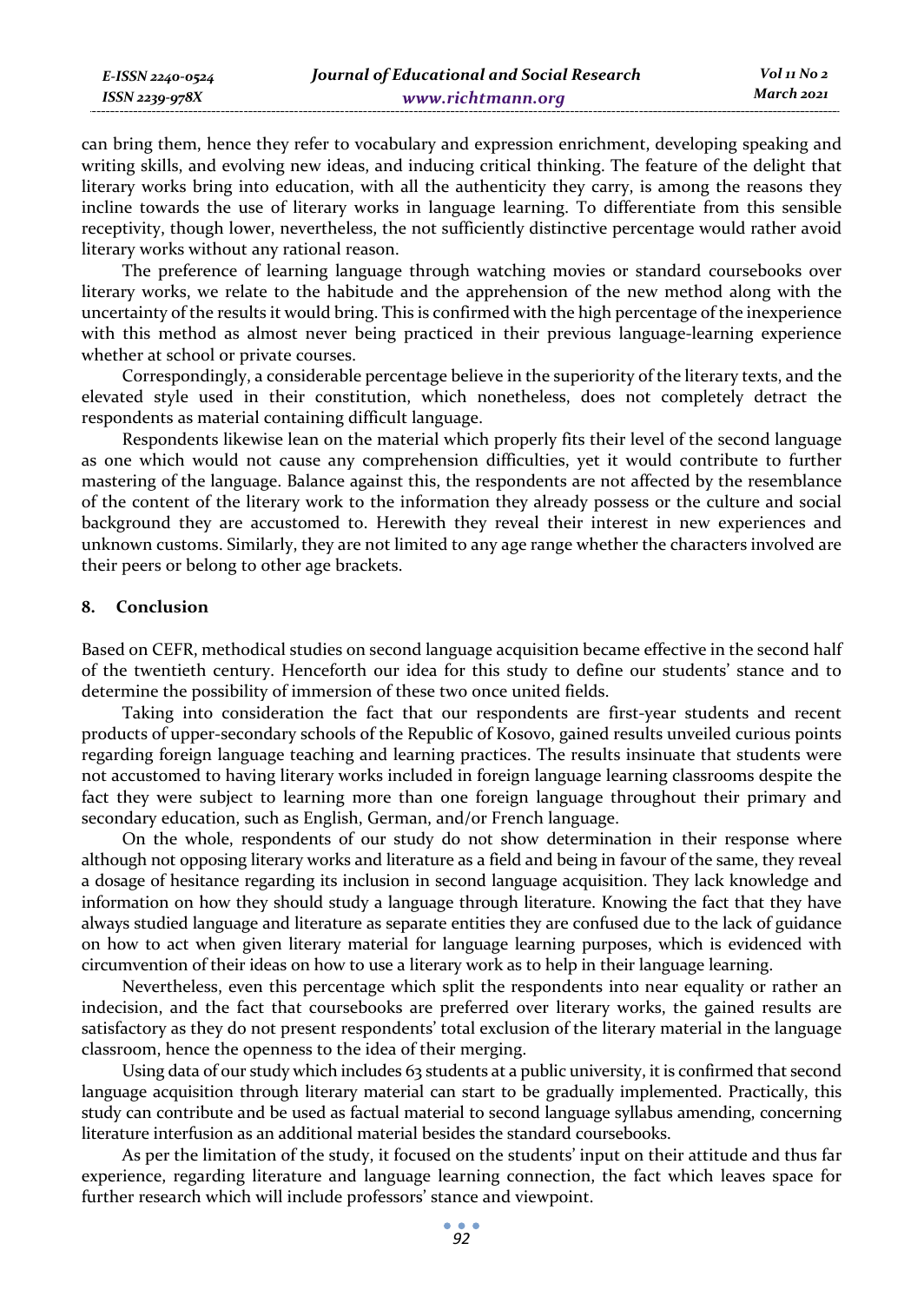can bring them, hence they refer to vocabulary and expression enrichment, developing speaking and writing skills, and evolving new ideas, and inducing critical thinking. The feature of the delight that literary works bring into education, with all the authenticity they carry, is among the reasons they incline towards the use of literary works in language learning. To differentiate from this sensible receptivity, though lower, nevertheless, the not sufficiently distinctive percentage would rather avoid literary works without any rational reason.

The preference of learning language through watching movies or standard coursebooks over literary works, we relate to the habitude and the apprehension of the new method along with the uncertainty of the results it would bring. This is confirmed with the high percentage of the inexperience with this method as almost never being practiced in their previous language-learning experience whether at school or private courses.

Correspondingly, a considerable percentage believe in the superiority of the literary texts, and the elevated style used in their constitution, which nonetheless, does not completely detract the respondents as material containing difficult language.

Respondents likewise lean on the material which properly fits their level of the second language as one which would not cause any comprehension difficulties, yet it would contribute to further mastering of the language. Balance against this, the respondents are not affected by the resemblance of the content of the literary work to the information they already possess or the culture and social background they are accustomed to. Herewith they reveal their interest in new experiences and unknown customs. Similarly, they are not limited to any age range whether the characters involved are their peers or belong to other age brackets.

## 8. Conclusion

Based on CEFR, methodical studies on second language acquisition became effective in the second half of the twentieth century. Henceforth our idea for this study to define our students' stance and to determine the possibility of immersion of these two once united fields.

Taking into consideration the fact that our respondents are first-year students and recent products of upper-secondary schools of the Republic of Kosovo, gained results unveiled curious points regarding foreign language teaching and learning practices. The results insinuate that students were not accustomed to having literary works included in foreign language learning classrooms despite the fact they were subject to learning more than one foreign language throughout their primary and secondary education, such as English, German, and/or French language.

On the whole, respondents of our study do not show determination in their response where although not opposing literary works and literature as a field and being in favour of the same, they reveal a dosage of hesitance regarding its inclusion in second language acquisition. They lack knowledge and information on how they should study a language through literature. Knowing the fact that they have always studied language and literature as separate entities they are confused due to the lack of guidance on how to act when given literary material for language learning purposes, which is evidenced with circumvention of their ideas on how to use a literary work as to help in their language learning.

Nevertheless, even this percentage which split the respondents into near equality or rather an indecision, and the fact that coursebooks are preferred over literary works, the gained results are satisfactory as they do not present respondents' total exclusion of the literary material in the language classroom, hence the openness to the idea of their merging.

Using data of our study which includes 63 students at a public university, it is confirmed that second language acquisition through literary material can start to be gradually implemented. Practically, this study can contribute and be used as factual material to second language syllabus amending, concerning literature interfusion as an additional material besides the standard coursebooks.

As per the limitation of the study, it focused on the students' input on their attitude and thus far experience, regarding literature and language learning connection, the fact which leaves space for further research which will include professors' stance and viewpoint.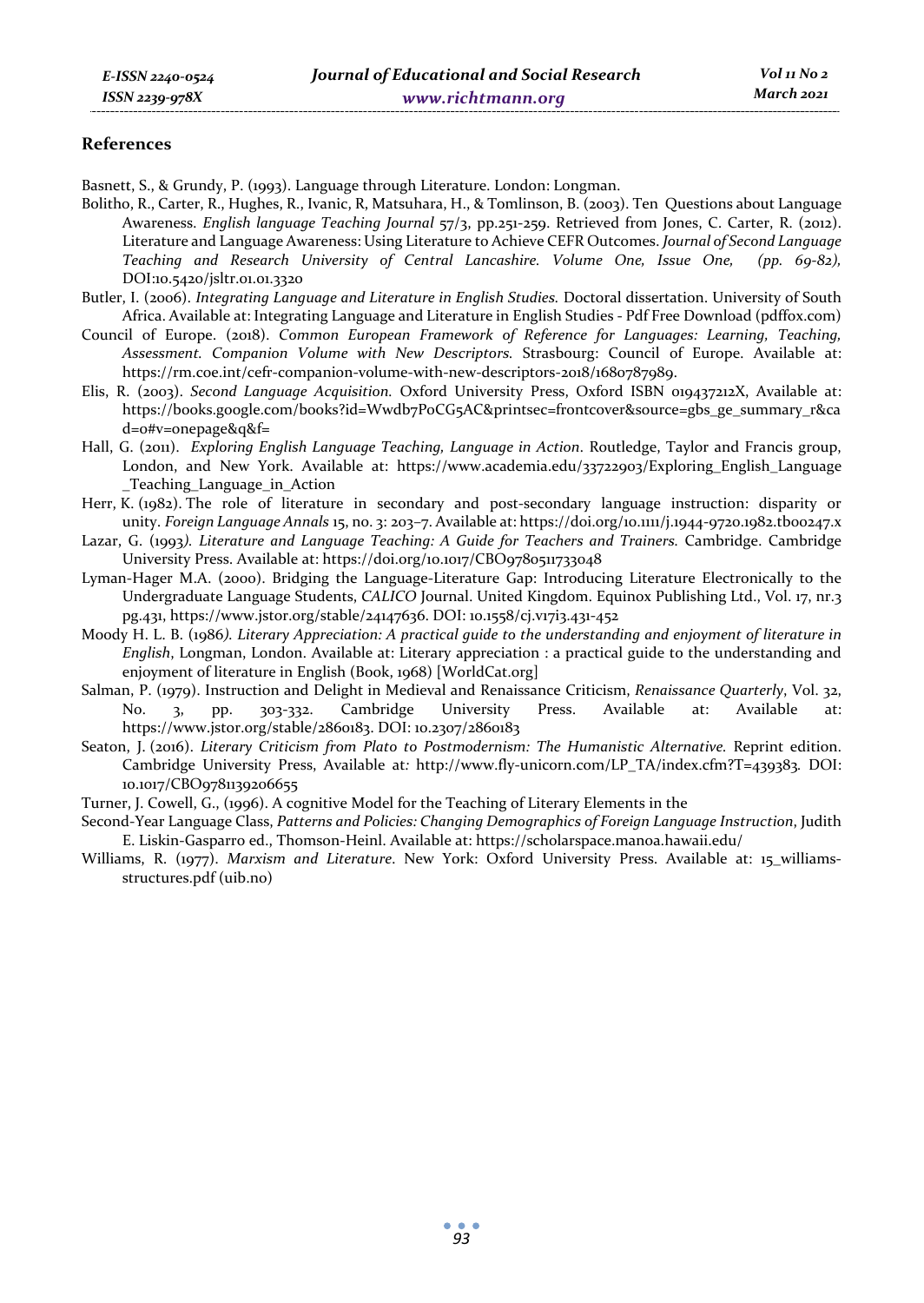## References

Basnett, S., & Grundy, P. (1993). Language through Literature. London: Longman.

Bolitho, R., Carter, R., Hughes, R., Ivanic, R, Matsuhara, H., & Tomlinson, B. (2003). Ten Questions about Language Awareness. *English language Teaching Journal* 57/3, pp.251-259. Retrieved from Jones, C. Carter, R. (2012). Literature and Language Awareness: Using Literature to Achieve CEFR Outcomes. *Journal of Second Language Teaching and Research University of Central Lancashire. Volume One, Issue One, (pp. 69-82),* DOI:10.5420/jsltr.01.01.3320

Butler, I. (2006). *Integrating Language and Literature in English Studies.* Doctoral dissertation. University of South Africa. Available at: Integrating Language and Literature in English Studies - Pdf Free Download (pdffox.com)

Council of Europe. (2018). *Common European Framework of Reference for Languages: Learning, Teaching, Assessment. Companion Volume with New Descriptors.* Strasbourg: Council of Europe. Available at: https://rm.coe.int/cefr-companion-volume-with-new-descriptors-2018/1680787989.

Elis, R. (2003). *Second Language Acquisition.* Oxford University Press, Oxford ISBN 019437212X, Available at: https://books.google.com/books?id=Wwdb7PoCG5AC&printsec=frontcover&source=gbs_ge_summary_r&cad=0#v=onepage&q&f=

Hall, G. (2011). *Exploring English Language Teaching, Language in Action*. Routledge, Taylor and Francis group, London, and New York. Available at: https://www.academia.edu/33722903/Exploring_English_Language_Teaching_Language_in_Action

Herr, K. (1982). The role of literature in secondary and post-secondary language instruction: disparity or unity. *Foreign Language Annals* 15, no. 3: 203–7. Available at: https://doi.org/10.1111/j.1944-9720.1982.tb00247.x

Lazar, G. (1993*). Literature and Language Teaching: A Guide for Teachers and Trainers.* Cambridge. Cambridge University Press. Available at: https://doi.org/10.1017/CBO9780511733048

Lyman-Hager M.A. (2000). Bridging the Language-Literature Gap: Introducing Literature Electronically to the Undergraduate Language Students, *CALICO* Journal. United Kingdom. Equinox Publishing Ltd., Vol. 17, nr.3 pg.431, https://www.jstor.org/stable/24147636. DOI: 10.1558/cj.v17i3.431-452

Moody H. L. B. (1986*). Literary Appreciation: A practical guide to the understanding and enjoyment of literature in English*, Longman, London. Available at: Literary appreciation : a practical guide to the understanding and enjoyment of literature in English (Book, 1968) [WorldCat.org]

Salman, P. (1979). Instruction and Delight in Medieval and Renaissance Criticism, *Renaissance Quarterly*, Vol. 32, No. 3, pp. 303-332. Cambridge University Press. Available at: Available at: https://www.jstor.org/stable/2860183. DOI: 10.2307/2860183

Seaton, J. (2016). *Literary Criticism from Plato to Postmodernism: The Humanistic Alternative.* Reprint edition. Cambridge University Press, Available at*:* http://www.fly-unicorn.com/LP_TA/index.cfm?T=439383*.* DOI: 10.1017/CBO9781139206655

Turner, J. Cowell, G., (1996). A cognitive Model for the Teaching of Literary Elements in the

Second-Year Language Class, *Patterns and Policies: Changing Demographics of Foreign Language Instruction*, Judith E. Liskin-Gasparro ed., Thomson-Heinl. Available at: https://scholarspace.manoa.hawaii.edu/

Williams, R. (1977). *Marxism and Literature*. New York: Oxford University Press. Available at: 15_williams-structures.pdf (uib.no)